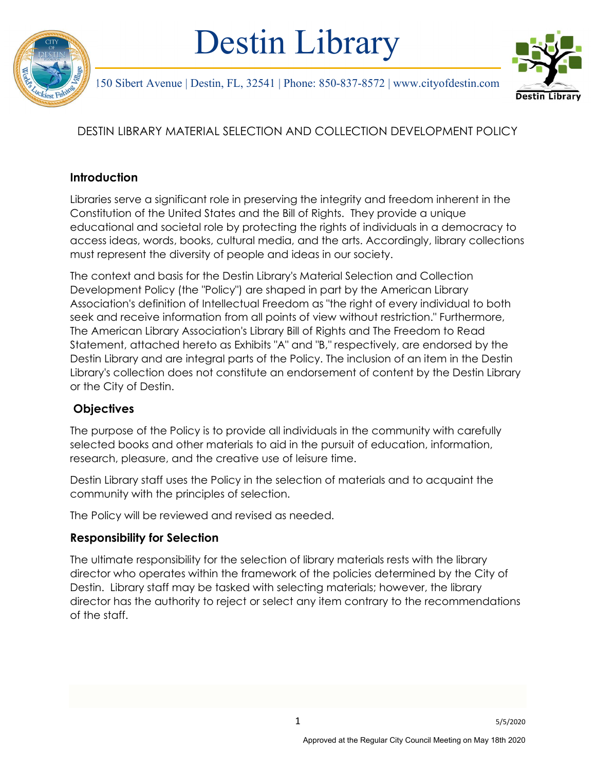# Destin Library

150 Sibert Avenue | Destin, FL, 32541 | Phone: 850-837-8572 | www.cityofdestin.com

## DESTIN LIBRARY MATERIAL SELECTION AND COLLECTION DEVELOPMENT POLICY

### Introduction

Libraries serve a significant role in preserving the integrity and freedom inherent in the Constitution of the United States and the Bill of Rights. They provide a unique educational and societal role by protecting the rights of individuals in a democracy to access ideas, words, books, cultural media, and the arts. Accordingly, library collections must represent the diversity of people and ideas in our society.

The context and basis for the Destin Library's Material Selection and Collection Development Policy (the "Policy") are shaped in part by the American Library Association's definition of Intellectual Freedom as "the right of every individual to both seek and receive information from all points of view without restriction." Furthermore, The American Library Association's Library Bill of Rights and The Freedom to Read Statement, attached hereto as Exhibits "A" and "B," respectively, are endorsed by the Destin Library and are integral parts of the Policy. The inclusion of an item in the Destin Library's collection does not constitute an endorsement of content by the Destin Library or the City of Destin.

### Objectives

The purpose of the Policy is to provide all individuals in the community with carefully selected books and other materials to aid in the pursuit of education, information, research, pleasure, and the creative use of leisure time.

Destin Library staff uses the Policy in the selection of materials and to acquaint the community with the principles of selection.

The Policy will be reviewed and revised as needed.

### Responsibility for Selection

The ultimate responsibility for the selection of library materials rests with the library director who operates within the framework of the policies determined by the City of Destin. Library staff may be tasked with selecting materials; however, the library director has the authority to reject or select any item contrary to the recommendations of the staff.

5/5/2020

Approved at the Regular City Council Meeting on May 18th 2020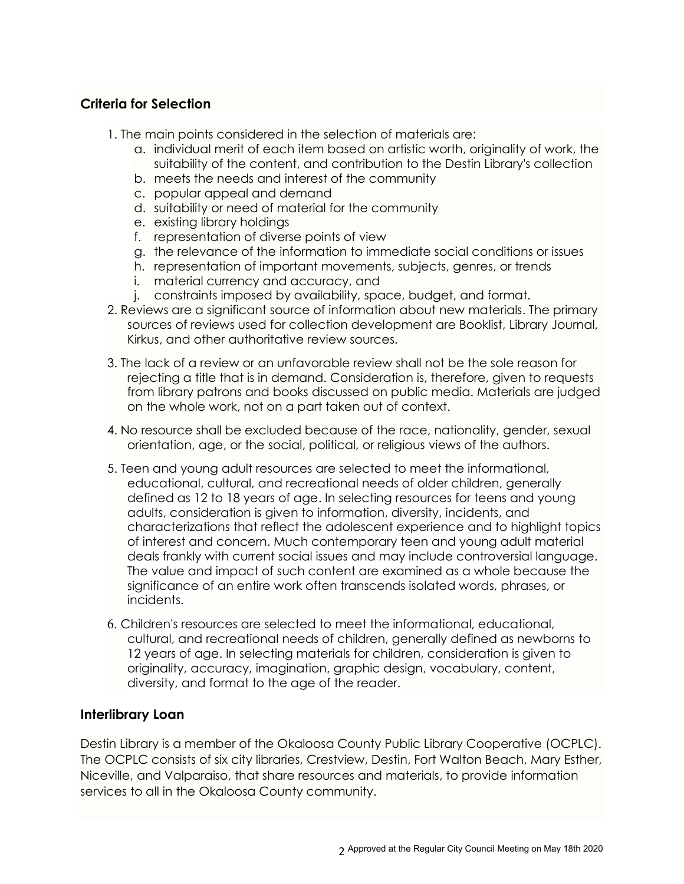## Criteria for Selection

1. The main points considered in the selection of materials are:
   a. individual merit of each item based on artistic worth, originality of work, the suitability of the content, and contribution to the Destin Library's collection
   b. meets the needs and interest of the community
   c. popular appeal and demand
   d. suitability or need of material for the community
   e. existing library holdings
   f. representation of diverse points of view
   g. the relevance of the information to immediate social conditions or issues
   h. representation of important movements, subjects, genres, or trends
   i. material currency and accuracy, and
   j. constraints imposed by availability, space, budget, and format.
2. Reviews are a significant source of information about new materials. The primary sources of reviews used for collection development are Booklist, Library Journal, Kirkus, and other authoritative review sources.
3. The lack of a review or an unfavorable review shall not be the sole reason for rejecting a title that is in demand. Consideration is, therefore, given to requests from library patrons and books discussed on public media. Materials are judged on the whole work, not on a part taken out of context.
4. No resource shall be excluded because of the race, nationality, gender, sexual orientation, age, or the social, political, or religious views of the authors.
5. Teen and young adult resources are selected to meet the informational, educational, cultural, and recreational needs of older children, generally defined as 12 to 18 years of age. In selecting resources for teens and young adults, consideration is given to information, diversity, incidents, and characterizations that reflect the adolescent experience and to highlight topics of interest and concern. Much contemporary teen and young adult material deals frankly with current social issues and may include controversial language. The value and impact of such content are examined as a whole because the significance of an entire work often transcends isolated words, phrases, or incidents.
6. Children's resources are selected to meet the informational, educational, cultural, and recreational needs of children, generally defined as newborns to 12 years of age. In selecting materials for children, consideration is given to originality, accuracy, imagination, graphic design, vocabulary, content, diversity, and format to the age of the reader.

## Interlibrary Loan

Destin Library is a member of the Okaloosa County Public Library Cooperative (OCPLC). The OCPLC consists of six city libraries, Crestview, Destin, Fort Walton Beach, Mary Esther, Niceville, and Valparaiso, that share resources and materials, to provide information services to all in the Okaloosa County community.

Approved at the Regular City Council Meeting on May 18th 2020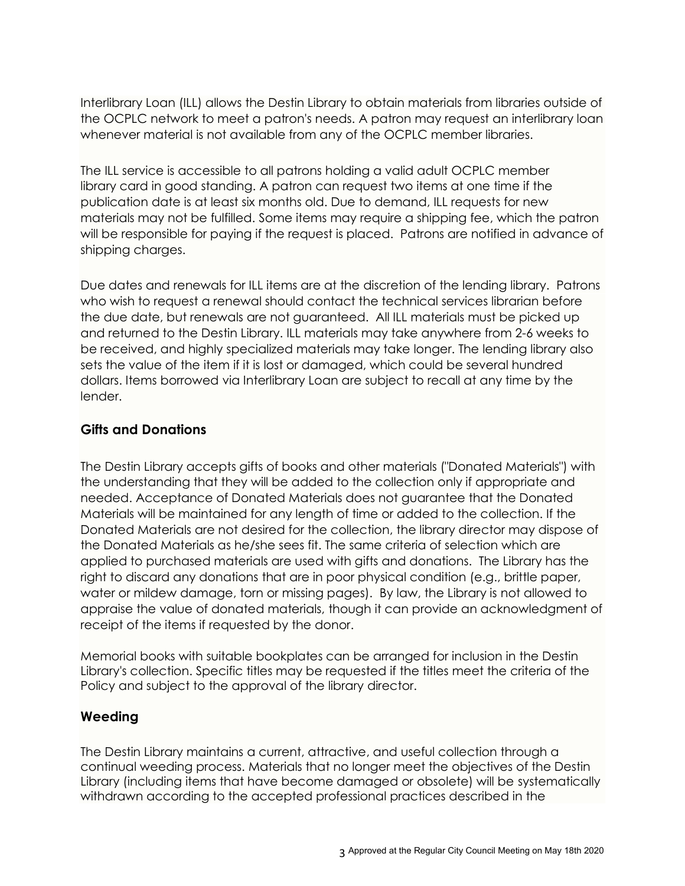Interlibrary Loan (ILL) allows the Destin Library to obtain materials from libraries outside of the OCPLC network to meet a patron's needs. A patron may request an interlibrary loan whenever material is not available from any of the OCPLC member libraries.

The ILL service is accessible to all patrons holding a valid adult OCPLC member library card in good standing. A patron can request two items at one time if the publication date is at least six months old. Due to demand, ILL requests for new materials may not be fulfilled. Some items may require a shipping fee, which the patron will be responsible for paying if the request is placed. Patrons are notified in advance of shipping charges.

Due dates and renewals for ILL items are at the discretion of the lending library. Patrons who wish to request a renewal should contact the technical services librarian before the due date, but renewals are not guaranteed. All ILL materials must be picked up and returned to the Destin Library. ILL materials may take anywhere from 2-6 weeks to be received, and highly specialized materials may take longer. The lending library also sets the value of the item if it is lost or damaged, which could be several hundred dollars. Items borrowed via Interlibrary Loan are subject to recall at any time by the lender.

## Gifts and Donations

The Destin Library accepts gifts of books and other materials ("Donated Materials") with the understanding that they will be added to the collection only if appropriate and needed. Acceptance of Donated Materials does not guarantee that the Donated Materials will be maintained for any length of time or added to the collection. If the Donated Materials are not desired for the collection, the library director may dispose of the Donated Materials as he/she sees fit. The same criteria of selection which are applied to purchased materials are used with gifts and donations. The Library has the right to discard any donations that are in poor physical condition (e.g., brittle paper, water or mildew damage, torn or missing pages). By law, the Library is not allowed to appraise the value of donated materials, though it can provide an acknowledgment of receipt of the items if requested by the donor.

Memorial books with suitable bookplates can be arranged for inclusion in the Destin Library's collection. Specific titles may be requested if the titles meet the criteria of the Policy and subject to the approval of the library director.

## Weeding

The Destin Library maintains a current, attractive, and useful collection through a continual weeding process. Materials that no longer meet the objectives of the Destin Library (including items that have become damaged or obsolete) will be systematically withdrawn according to the accepted professional practices described in the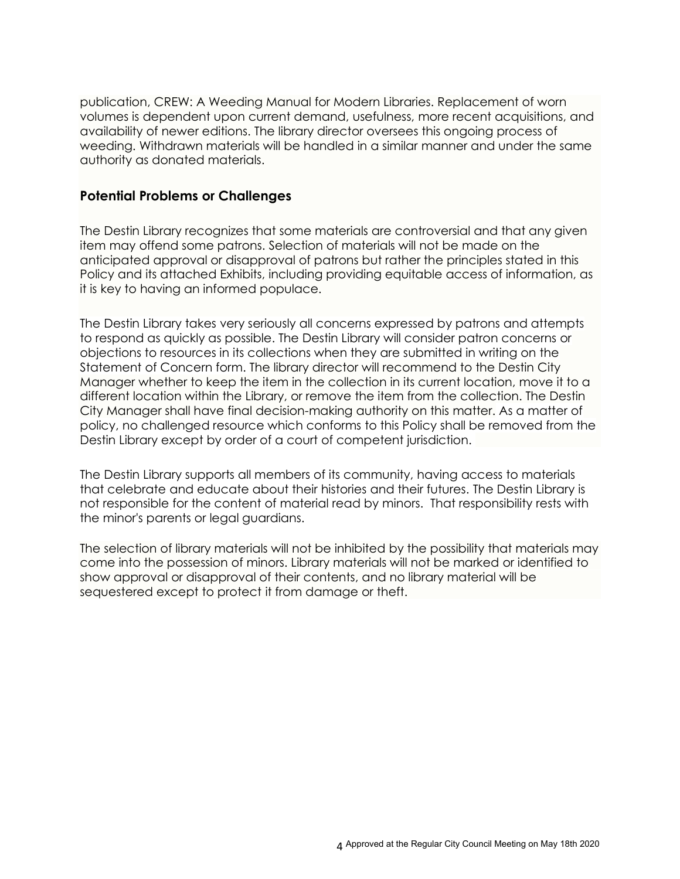publication, CREW: A Weeding Manual for Modern Libraries. Replacement of worn volumes is dependent upon current demand, usefulness, more recent acquisitions, and availability of newer editions. The library director oversees this ongoing process of weeding. Withdrawn materials will be handled in a similar manner and under the same authority as donated materials.

## Potential Problems or Challenges

The Destin Library recognizes that some materials are controversial and that any given item may offend some patrons. Selection of materials will not be made on the anticipated approval or disapproval of patrons but rather the principles stated in this Policy and its attached Exhibits, including providing equitable access of information, as it is key to having an informed populace.

The Destin Library takes very seriously all concerns expressed by patrons and attempts to respond as quickly as possible. The Destin Library will consider patron concerns or objections to resources in its collections when they are submitted in writing on the Statement of Concern form. The library director will recommend to the Destin City Manager whether to keep the item in the collection in its current location, move it to a different location within the Library, or remove the item from the collection. The Destin City Manager shall have final decision-making authority on this matter. As a matter of policy, no challenged resource which conforms to this Policy shall be removed from the Destin Library except by order of a court of competent jurisdiction.

The Destin Library supports all members of its community, having access to materials that celebrate and educate about their histories and their futures. The Destin Library is not responsible for the content of material read by minors. That responsibility rests with the minor's parents or legal guardians.

The selection of library materials will not be inhibited by the possibility that materials may come into the possession of minors. Library materials will not be marked or identified to show approval or disapproval of their contents, and no library material will be sequestered except to protect it from damage or theft.